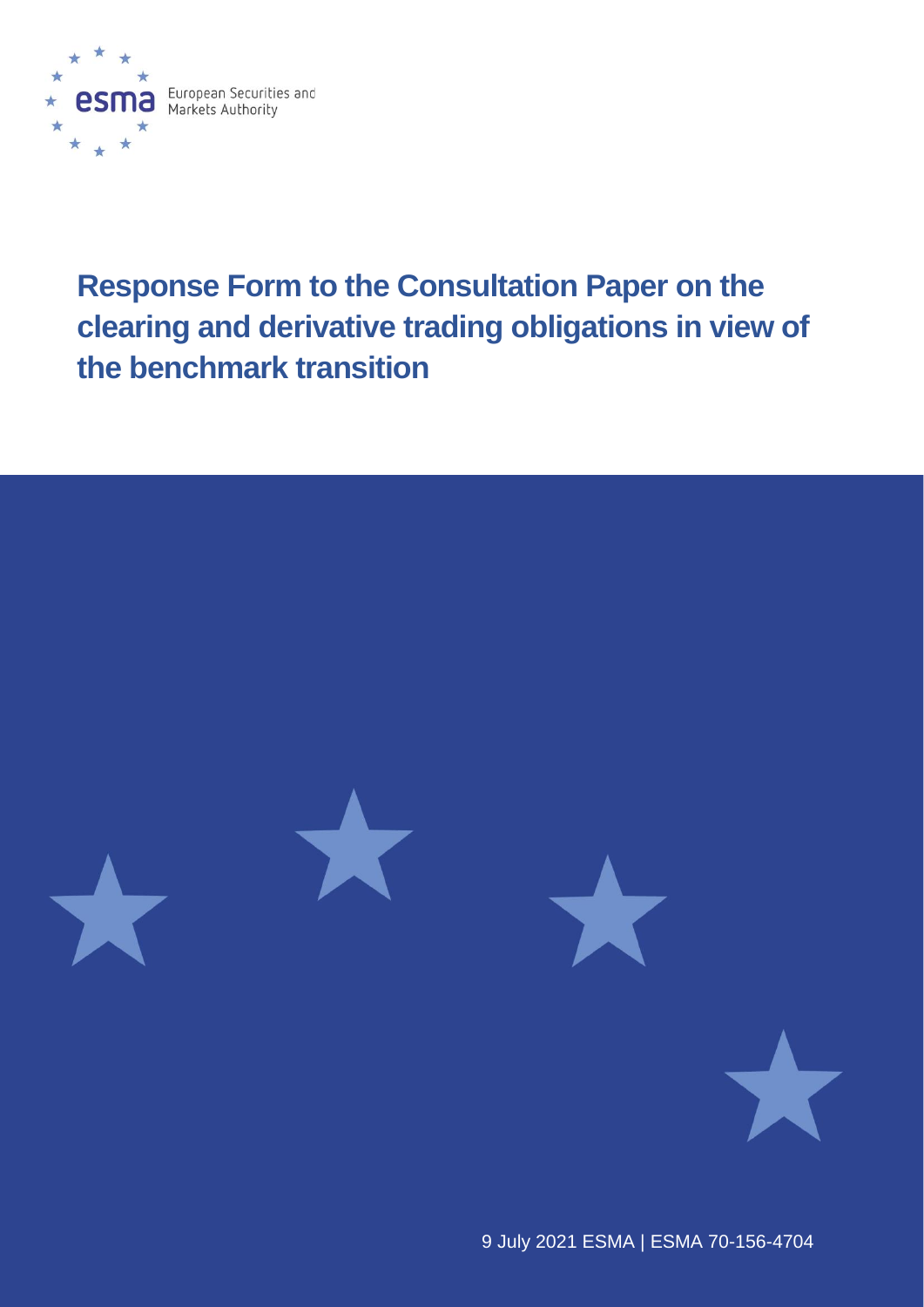esma European Securities and Markets Authority

# Response Form to the Consultation Paper on the clearing and derivative trading obligations in view of the benchmark transition

9 July 2021 ESMA | ESMA 70-156-4704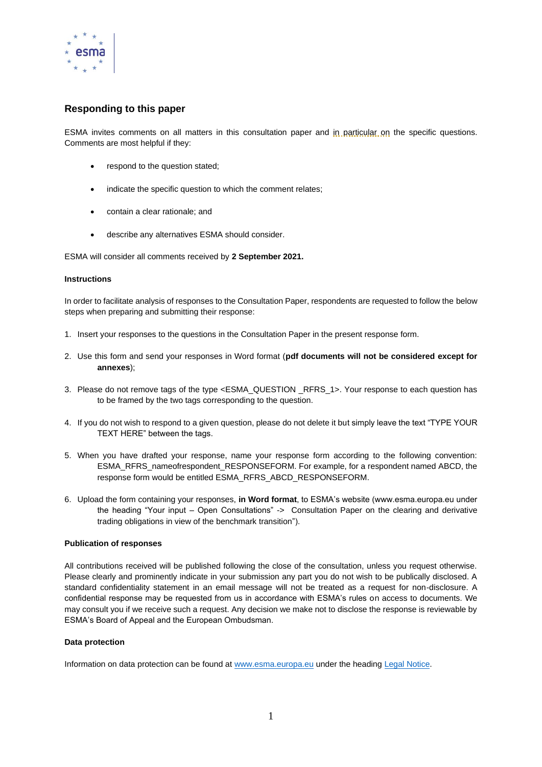## Responding to this paper

ESMA invites comments on all matters in this consultation paper and in particular on the specific questions. Comments are most helpful if they:

- respond to the question stated;
- indicate the specific question to which the comment relates;
- contain a clear rationale; and
- describe any alternatives ESMA should consider.

ESMA will consider all comments received by **2 September 2021.**

**Instructions**

In order to facilitate analysis of responses to the Consultation Paper, respondents are requested to follow the below steps when preparing and submitting their response:

1. Insert your responses to the questions in the Consultation Paper in the present response form.
2. Use this form and send your responses in Word format (**pdf documents will not be considered except for annexes**);
3. Please do not remove tags of the type <ESMA_QUESTION _RFRS_1>. Your response to each question has to be framed by the two tags corresponding to the question.
4. If you do not wish to respond to a given question, please do not delete it but simply leave the text "TYPE YOUR TEXT HERE" between the tags.
5. When you have drafted your response, name your response form according to the following convention: ESMA_RFRS_nameofrespondent_RESPONSEFORM. For example, for a respondent named ABCD, the response form would be entitled ESMA_RFRS_ABCD_RESPONSEFORM.
6. Upload the form containing your responses, **in Word format**, to ESMA's website (www.esma.europa.eu under the heading "Your input – Open Consultations" -> Consultation Paper on the clearing and derivative trading obligations in view of the benchmark transition").

**Publication of responses**

All contributions received will be published following the close of the consultation, unless you request otherwise. Please clearly and prominently indicate in your submission any part you do not wish to be publically disclosed. A standard confidentiality statement in an email message will not be treated as a request for non-disclosure. A confidential response may be requested from us in accordance with ESMA's rules on access to documents. We may consult you if we receive such a request. Any decision we make not to disclose the response is reviewable by ESMA's Board of Appeal and the European Ombudsman.

**Data protection**

Information on data protection can be found at www.esma.europa.eu under the heading Legal Notice.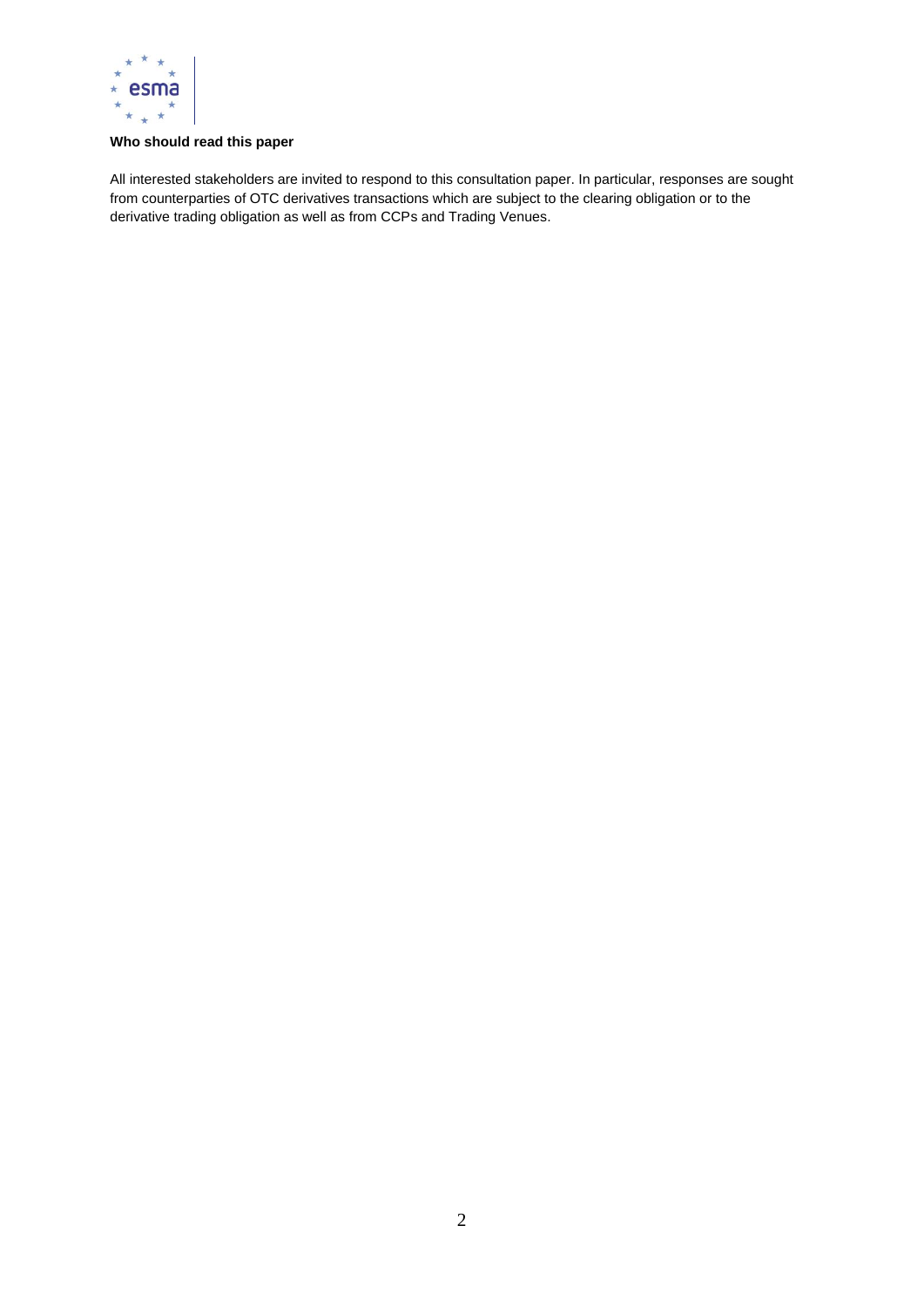**Who should read this paper**

All interested stakeholders are invited to respond to this consultation paper. In particular, responses are sought from counterparties of OTC derivatives transactions which are subject to the clearing obligation or to the derivative trading obligation as well as from CCPs and Trading Venues.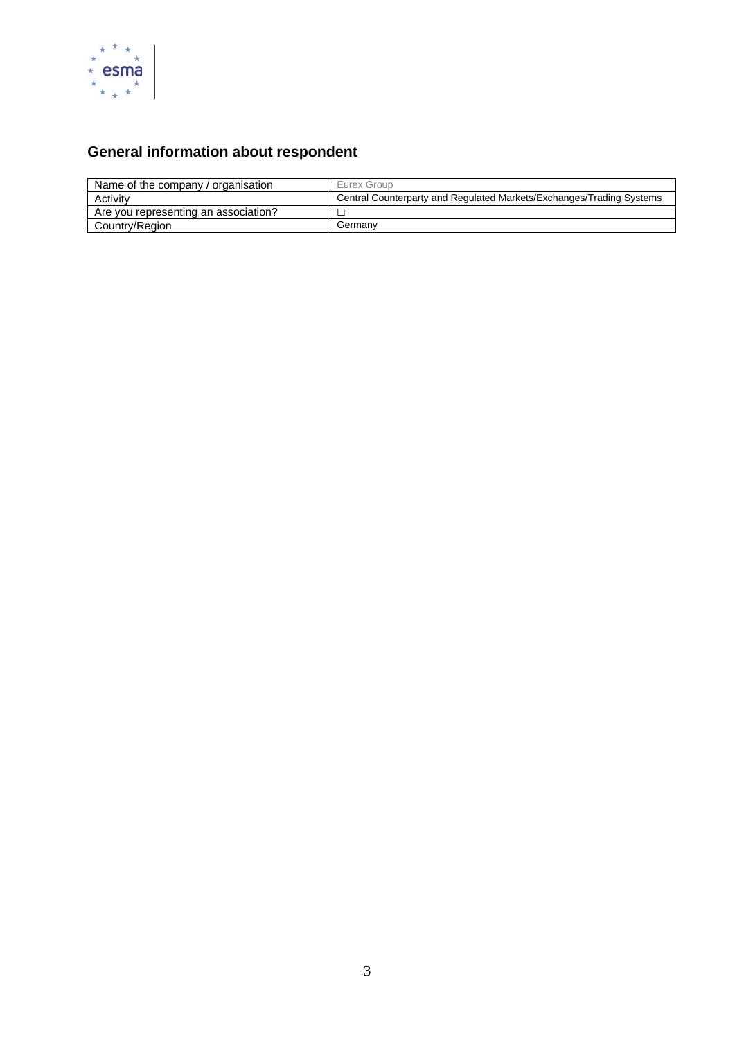## General information about respondent

| | |
|---|---|
| Name of the company / organisation | Eurex Group |
| Activity | Central Counterparty and Regulated Markets/Exchanges/Trading Systems |
| Are you representing an association? | ☐ |
| Country/Region | Germany |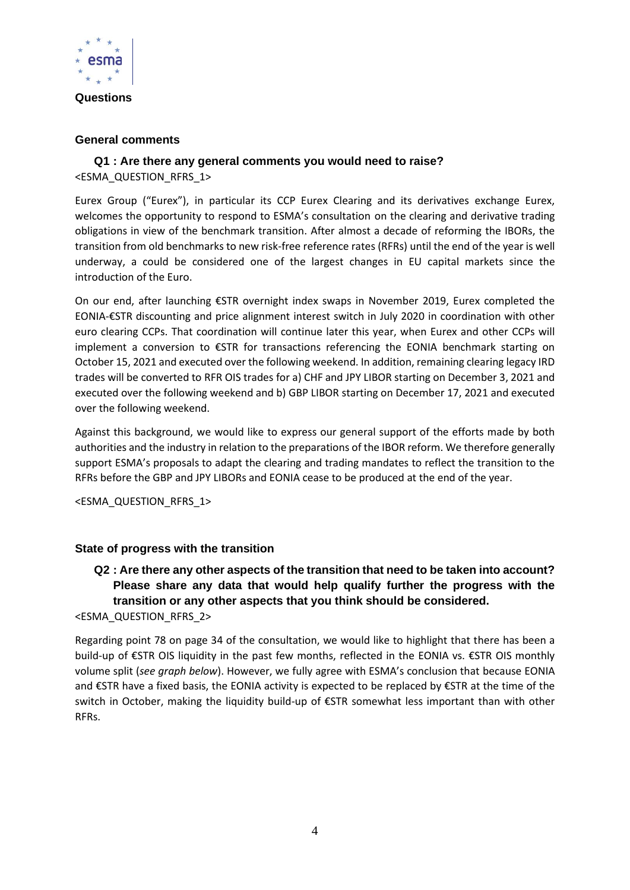## Questions

### General comments

**Q1 : Are there any general comments you would need to raise?**

<ESMA_QUESTION_RFRS_1>

Eurex Group ("Eurex"), in particular its CCP Eurex Clearing and its derivatives exchange Eurex, welcomes the opportunity to respond to ESMA's consultation on the clearing and derivative trading obligations in view of the benchmark transition. After almost a decade of reforming the IBORs, the transition from old benchmarks to new risk-free reference rates (RFRs) until the end of the year is well underway, a could be considered one of the largest changes in EU capital markets since the introduction of the Euro.

On our end, after launching €STR overnight index swaps in November 2019, Eurex completed the EONIA-€STR discounting and price alignment interest switch in July 2020 in coordination with other euro clearing CCPs. That coordination will continue later this year, when Eurex and other CCPs will implement a conversion to €STR for transactions referencing the EONIA benchmark starting on October 15, 2021 and executed over the following weekend. In addition, remaining clearing legacy IRD trades will be converted to RFR OIS trades for a) CHF and JPY LIBOR starting on December 3, 2021 and executed over the following weekend and b) GBP LIBOR starting on December 17, 2021 and executed over the following weekend.

Against this background, we would like to express our general support of the efforts made by both authorities and the industry in relation to the preparations of the IBOR reform. We therefore generally support ESMA's proposals to adapt the clearing and trading mandates to reflect the transition to the RFRs before the GBP and JPY LIBORs and EONIA cease to be produced at the end of the year.

<ESMA_QUESTION_RFRS_1>

### State of progress with the transition

**Q2 : Are there any other aspects of the transition that need to be taken into account? Please share any data that would help qualify further the progress with the transition or any other aspects that you think should be considered.**

<ESMA_QUESTION_RFRS_2>

Regarding point 78 on page 34 of the consultation, we would like to highlight that there has been a build-up of €STR OIS liquidity in the past few months, reflected in the EONIA vs. €STR OIS monthly volume split (*see graph below*). However, we fully agree with ESMA's conclusion that because EONIA and €STR have a fixed basis, the EONIA activity is expected to be replaced by €STR at the time of the switch in October, making the liquidity build-up of €STR somewhat less important than with other RFRs.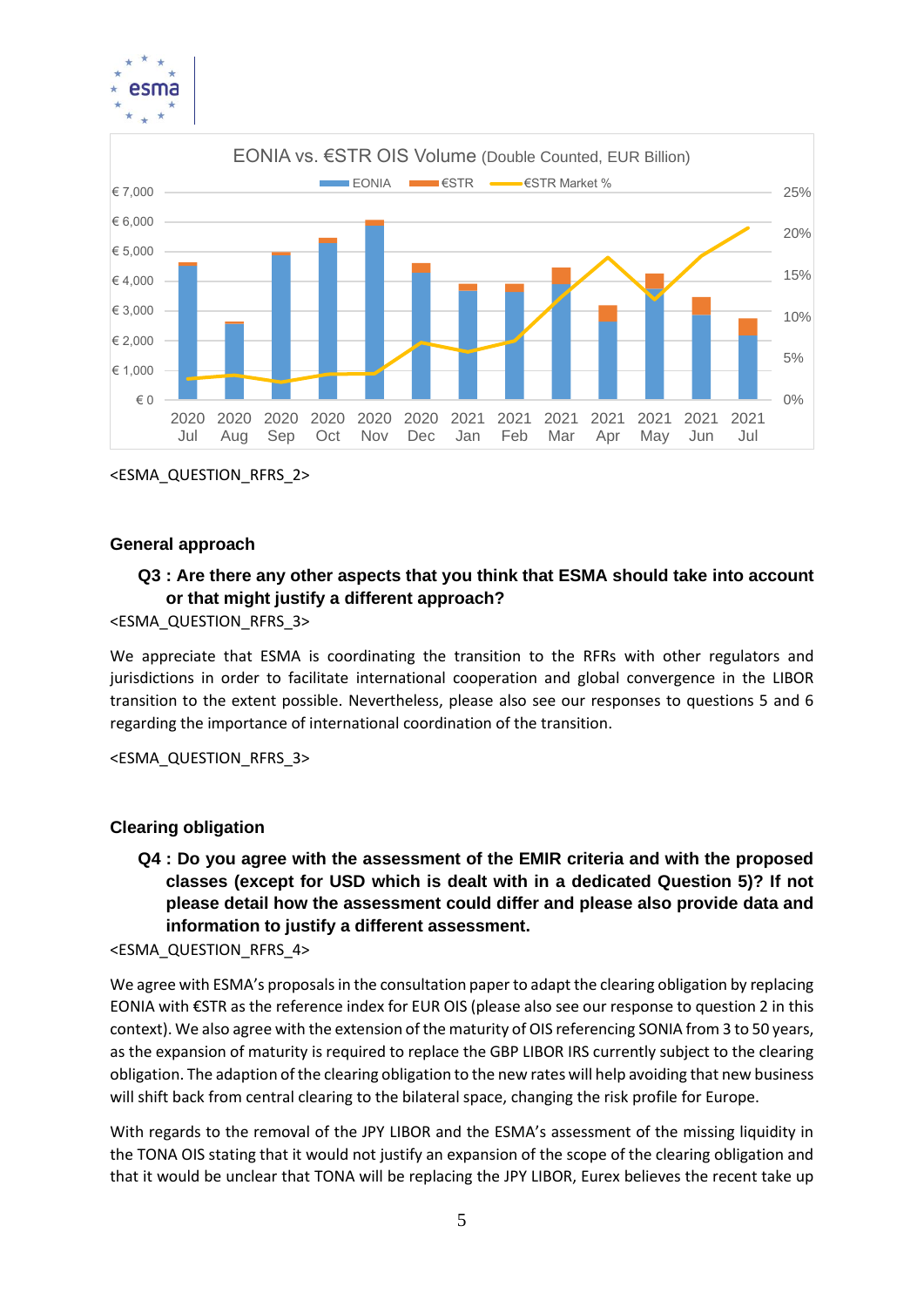EONIA vs. €STR OIS Volume (Double Counted, EUR Billion)

<ESMA_QUESTION_RFRS_2>

## General approach

**Q3 : Are there any other aspects that you think that ESMA should take into account or that might justify a different approach?**

<ESMA_QUESTION_RFRS_3>

We appreciate that ESMA is coordinating the transition to the RFRs with other regulators and jurisdictions in order to facilitate international cooperation and global convergence in the LIBOR transition to the extent possible. Nevertheless, please also see our responses to questions 5 and 6 regarding the importance of international coordination of the transition.

<ESMA_QUESTION_RFRS_3>

## Clearing obligation

**Q4 : Do you agree with the assessment of the EMIR criteria and with the proposed classes (except for USD which is dealt with in a dedicated Question 5)? If not please detail how the assessment could differ and please also provide data and information to justify a different assessment.**

<ESMA_QUESTION_RFRS_4>

We agree with ESMA's proposals in the consultation paper to adapt the clearing obligation by replacing EONIA with €STR as the reference index for EUR OIS (please also see our response to question 2 in this context). We also agree with the extension of the maturity of OIS referencing SONIA from 3 to 50 years, as the expansion of maturity is required to replace the GBP LIBOR IRS currently subject to the clearing obligation. The adaption of the clearing obligation to the new rates will help avoiding that new business will shift back from central clearing to the bilateral space, changing the risk profile for Europe.

With regards to the removal of the JPY LIBOR and the ESMA's assessment of the missing liquidity in the TONA OIS stating that it would not justify an expansion of the scope of the clearing obligation and that it would be unclear that TONA will be replacing the JPY LIBOR, Eurex believes the recent take up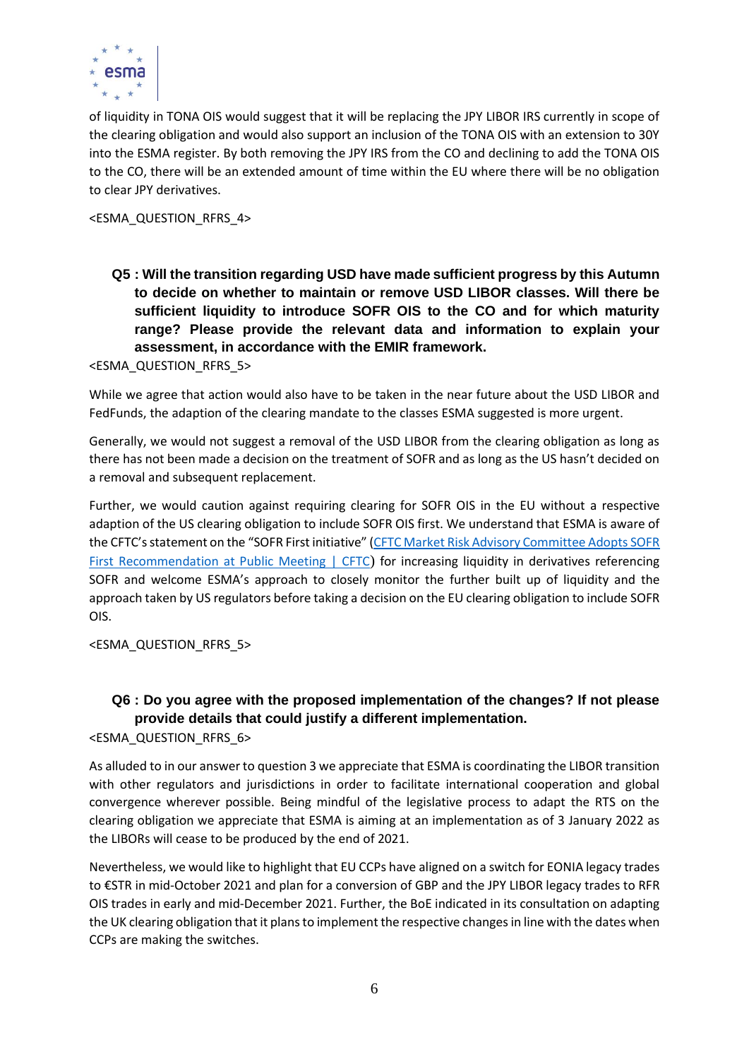of liquidity in TONA OIS would suggest that it will be replacing the JPY LIBOR IRS currently in scope of the clearing obligation and would also support an inclusion of the TONA OIS with an extension to 30Y into the ESMA register. By both removing the JPY IRS from the CO and declining to add the TONA OIS to the CO, there will be an extended amount of time within the EU where there will be no obligation to clear JPY derivatives.

<ESMA_QUESTION_RFRS_4>

**Q5 : Will the transition regarding USD have made sufficient progress by this Autumn to decide on whether to maintain or remove USD LIBOR classes. Will there be sufficient liquidity to introduce SOFR OIS to the CO and for which maturity range? Please provide the relevant data and information to explain your assessment, in accordance with the EMIR framework.**

<ESMA_QUESTION_RFRS_5>

While we agree that action would also have to be taken in the near future about the USD LIBOR and FedFunds, the adaption of the clearing mandate to the classes ESMA suggested is more urgent.

Generally, we would not suggest a removal of the USD LIBOR from the clearing obligation as long as there has not been made a decision on the treatment of SOFR and as long as the US hasn't decided on a removal and subsequent replacement.

Further, we would caution against requiring clearing for SOFR OIS in the EU without a respective adaption of the US clearing obligation to include SOFR OIS first. We understand that ESMA is aware of the CFTC's statement on the "SOFR First initiative" (CFTC Market Risk Advisory Committee Adopts SOFR First Recommendation at Public Meeting | CFTC) for increasing liquidity in derivatives referencing SOFR and welcome ESMA's approach to closely monitor the further built up of liquidity and the approach taken by US regulators before taking a decision on the EU clearing obligation to include SOFR OIS.

<ESMA_QUESTION_RFRS_5>

**Q6 : Do you agree with the proposed implementation of the changes? If not please provide details that could justify a different implementation.**

<ESMA_QUESTION_RFRS_6>

As alluded to in our answer to question 3 we appreciate that ESMA is coordinating the LIBOR transition with other regulators and jurisdictions in order to facilitate international cooperation and global convergence wherever possible. Being mindful of the legislative process to adapt the RTS on the clearing obligation we appreciate that ESMA is aiming at an implementation as of 3 January 2022 as the LIBORs will cease to be produced by the end of 2021.

Nevertheless, we would like to highlight that EU CCPs have aligned on a switch for EONIA legacy trades to €STR in mid-October 2021 and plan for a conversion of GBP and the JPY LIBOR legacy trades to RFR OIS trades in early and mid-December 2021. Further, the BoE indicated in its consultation on adapting the UK clearing obligation that it plans to implement the respective changes in line with the dates when CCPs are making the switches.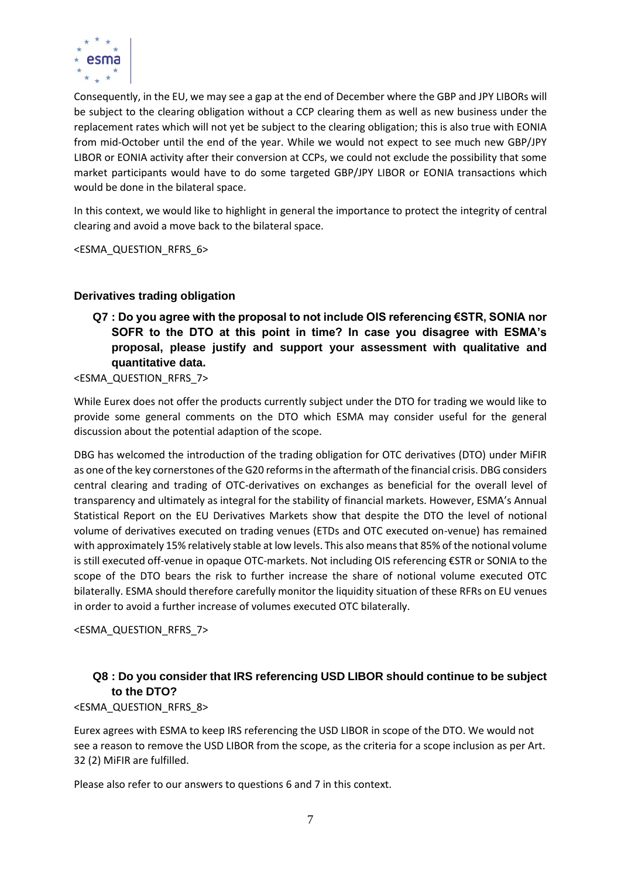Consequently, in the EU, we may see a gap at the end of December where the GBP and JPY LIBORs will be subject to the clearing obligation without a CCP clearing them as well as new business under the replacement rates which will not yet be subject to the clearing obligation; this is also true with EONIA from mid-October until the end of the year. While we would not expect to see much new GBP/JPY LIBOR or EONIA activity after their conversion at CCPs, we could not exclude the possibility that some market participants would have to do some targeted GBP/JPY LIBOR or EONIA transactions which would be done in the bilateral space.

In this context, we would like to highlight in general the importance to protect the integrity of central clearing and avoid a move back to the bilateral space.

<ESMA_QUESTION_RFRS_6>

### Derivatives trading obligation

#### Q7 : Do you agree with the proposal to not include OIS referencing €STR, SONIA nor SOFR to the DTO at this point in time? In case you disagree with ESMA's proposal, please justify and support your assessment with qualitative and quantitative data.

<ESMA_QUESTION_RFRS_7>

While Eurex does not offer the products currently subject under the DTO for trading we would like to provide some general comments on the DTO which ESMA may consider useful for the general discussion about the potential adaption of the scope.

DBG has welcomed the introduction of the trading obligation for OTC derivatives (DTO) under MiFIR as one of the key cornerstones of the G20 reforms in the aftermath of the financial crisis. DBG considers central clearing and trading of OTC-derivatives on exchanges as beneficial for the overall level of transparency and ultimately as integral for the stability of financial markets. However, ESMA's Annual Statistical Report on the EU Derivatives Markets show that despite the DTO the level of notional volume of derivatives executed on trading venues (ETDs and OTC executed on-venue) has remained with approximately 15% relatively stable at low levels. This also means that 85% of the notional volume is still executed off-venue in opaque OTC-markets. Not including OIS referencing €STR or SONIA to the scope of the DTO bears the risk to further increase the share of notional volume executed OTC bilaterally. ESMA should therefore carefully monitor the liquidity situation of these RFRs on EU venues in order to avoid a further increase of volumes executed OTC bilaterally.

<ESMA_QUESTION_RFRS_7>

#### Q8 : Do you consider that IRS referencing USD LIBOR should continue to be subject to the DTO?

<ESMA_QUESTION_RFRS_8>

Eurex agrees with ESMA to keep IRS referencing the USD LIBOR in scope of the DTO. We would not see a reason to remove the USD LIBOR from the scope, as the criteria for a scope inclusion as per Art. 32 (2) MiFIR are fulfilled.

Please also refer to our answers to questions 6 and 7 in this context.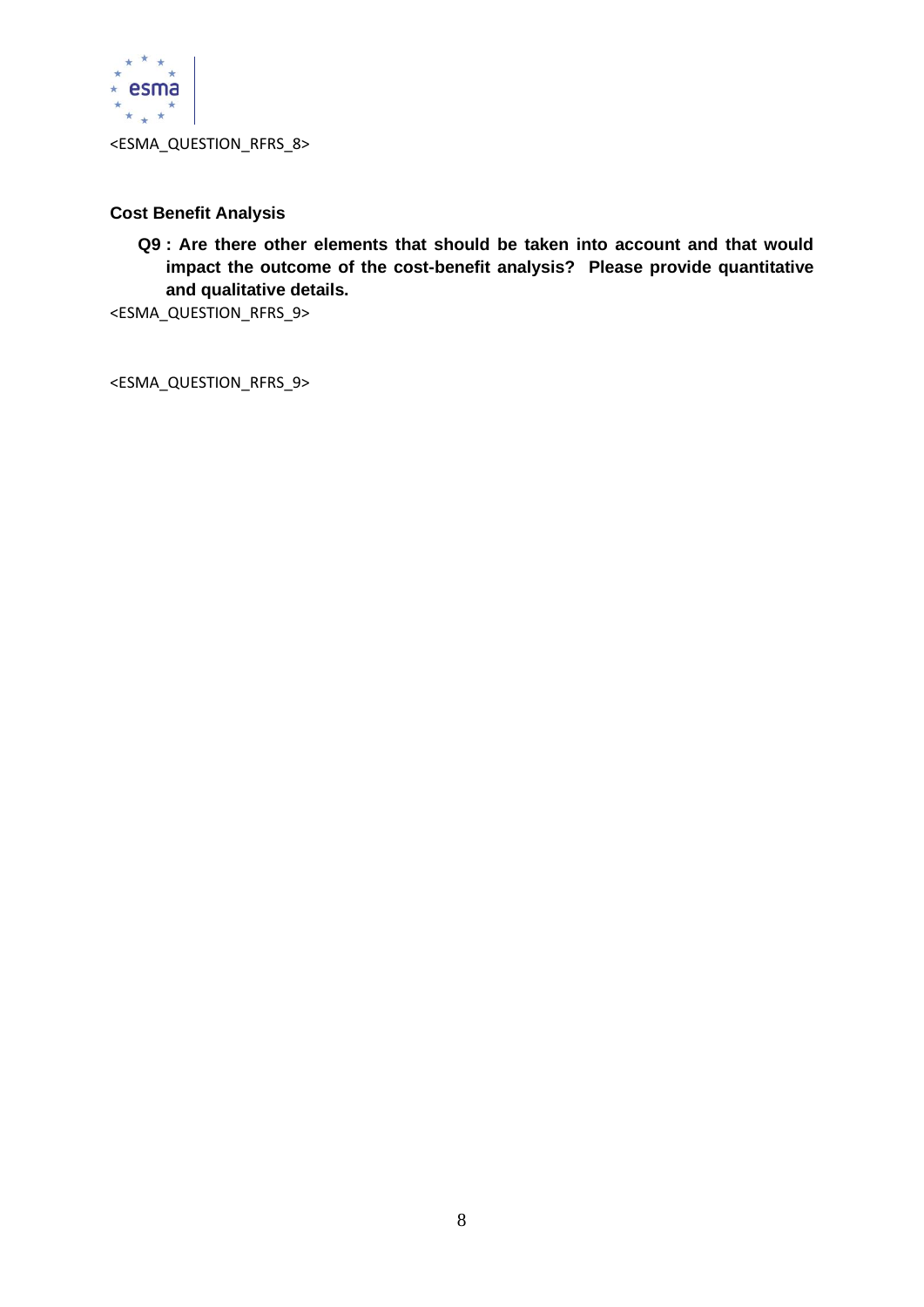<ESMA_QUESTION_RFRS_8>

**Cost Benefit Analysis**

**Q9 : Are there other elements that should be taken into account and that would impact the outcome of the cost-benefit analysis? Please provide quantitative and qualitative details.**

<ESMA_QUESTION_RFRS_9>

<ESMA_QUESTION_RFRS_9>